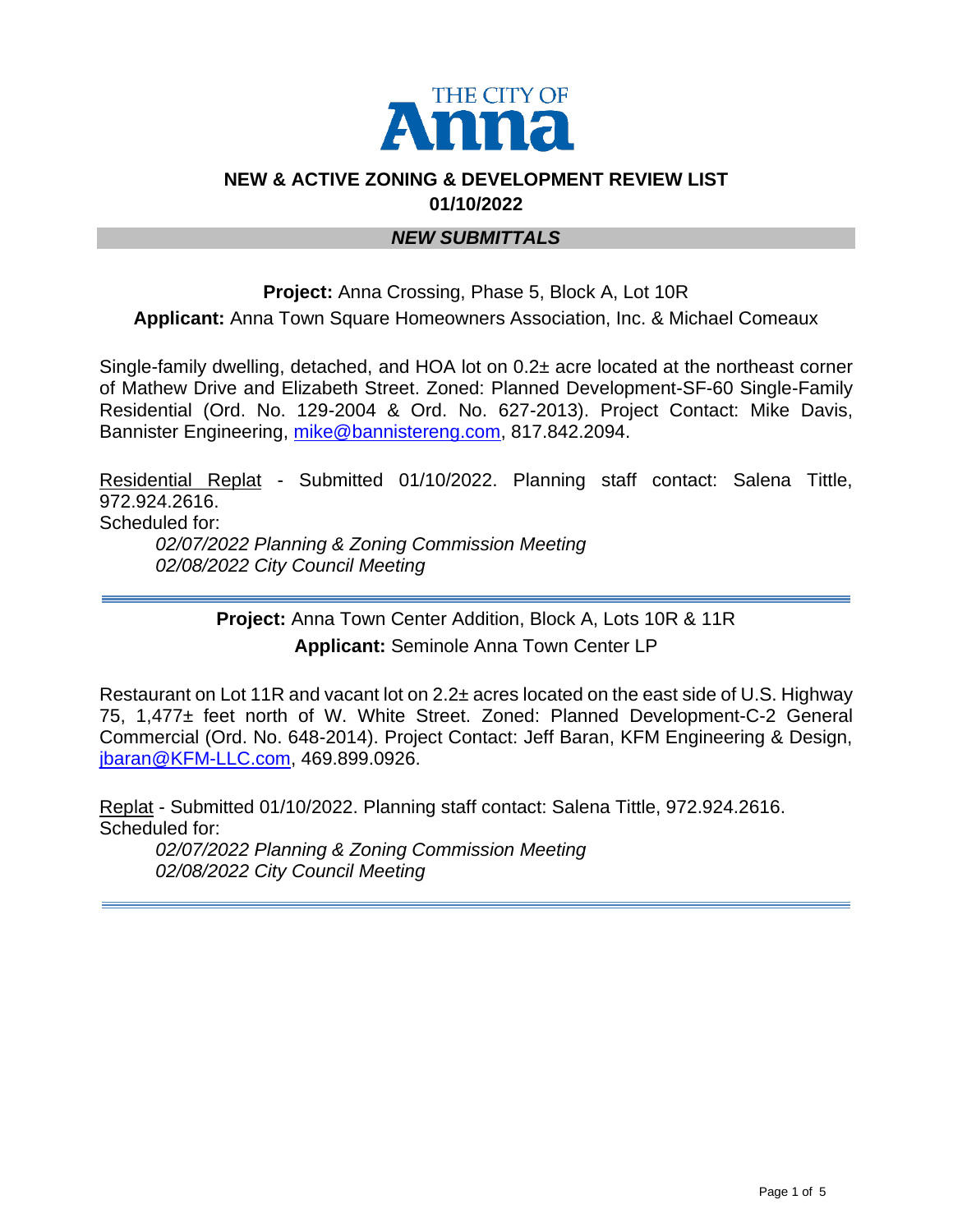THE CITY OF **Anna**

# NEW & ACTIVE ZONING & DEVELOPMENT REVIEW LIST
## 01/10/2022

## *NEW SUBMITTALS*

**Project:** Anna Crossing, Phase 5, Block A, Lot 10R

**Applicant:** Anna Town Square Homeowners Association, Inc. & Michael Comeaux

Single-family dwelling, detached, and HOA lot on 0.2± acre located at the northeast corner of Mathew Drive and Elizabeth Street. Zoned: Planned Development-SF-60 Single-Family Residential (Ord. No. 129-2004 & Ord. No. 627-2013). Project Contact: Mike Davis, Bannister Engineering, mike@bannistereng.com, 817.842.2094.

Residential Replat - Submitted 01/10/2022. Planning staff contact: Salena Tittle, 972.924.2616.
Scheduled for:

*02/07/2022 Planning & Zoning Commission Meeting*
*02/08/2022 City Council Meeting*

---

**Project:** Anna Town Center Addition, Block A, Lots 10R & 11R

**Applicant:** Seminole Anna Town Center LP

Restaurant on Lot 11R and vacant lot on 2.2± acres located on the east side of U.S. Highway 75, 1,477± feet north of W. White Street. Zoned: Planned Development-C-2 General Commercial (Ord. No. 648-2014). Project Contact: Jeff Baran, KFM Engineering & Design, jbaran@KFM-LLC.com, 469.899.0926.

Replat - Submitted 01/10/2022. Planning staff contact: Salena Tittle, 972.924.2616.
Scheduled for:

*02/07/2022 Planning & Zoning Commission Meeting*
*02/08/2022 City Council Meeting*

---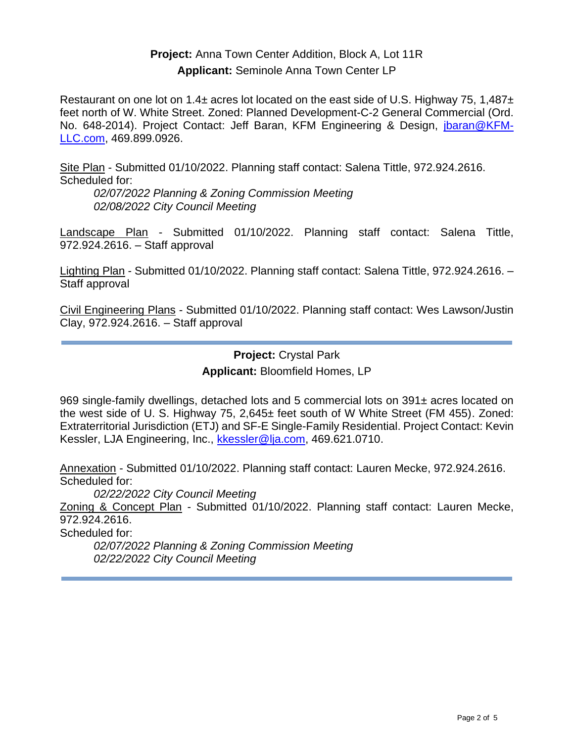**Project:** Anna Town Center Addition, Block A, Lot 11R
**Applicant:** Seminole Anna Town Center LP

Restaurant on one lot on 1.4± acres lot located on the east side of U.S. Highway 75, 1,487± feet north of W. White Street. Zoned: Planned Development-C-2 General Commercial (Ord. No. 648-2014). Project Contact: Jeff Baran, KFM Engineering & Design, jbaran@KFM-LLC.com, 469.899.0926.

Site Plan - Submitted 01/10/2022. Planning staff contact: Salena Tittle, 972.924.2616. Scheduled for:

*02/07/2022 Planning & Zoning Commission Meeting*
*02/08/2022 City Council Meeting*

Landscape Plan - Submitted 01/10/2022. Planning staff contact: Salena Tittle, 972.924.2616. – Staff approval

Lighting Plan - Submitted 01/10/2022. Planning staff contact: Salena Tittle, 972.924.2616. – Staff approval

Civil Engineering Plans - Submitted 01/10/2022. Planning staff contact: Wes Lawson/Justin Clay, 972.924.2616. – Staff approval

---

**Project:** Crystal Park
**Applicant:** Bloomfield Homes, LP

969 single-family dwellings, detached lots and 5 commercial lots on 391± acres located on the west side of U. S. Highway 75, 2,645± feet south of W White Street (FM 455). Zoned: Extraterritorial Jurisdiction (ETJ) and SF-E Single-Family Residential. Project Contact: Kevin Kessler, LJA Engineering, Inc., kkessler@lja.com, 469.621.0710.

Annexation - Submitted 01/10/2022. Planning staff contact: Lauren Mecke, 972.924.2616. Scheduled for:

*02/22/2022 City Council Meeting*

Zoning & Concept Plan - Submitted 01/10/2022. Planning staff contact: Lauren Mecke, 972.924.2616.
Scheduled for:

*02/07/2022 Planning & Zoning Commission Meeting*
*02/22/2022 City Council Meeting*

---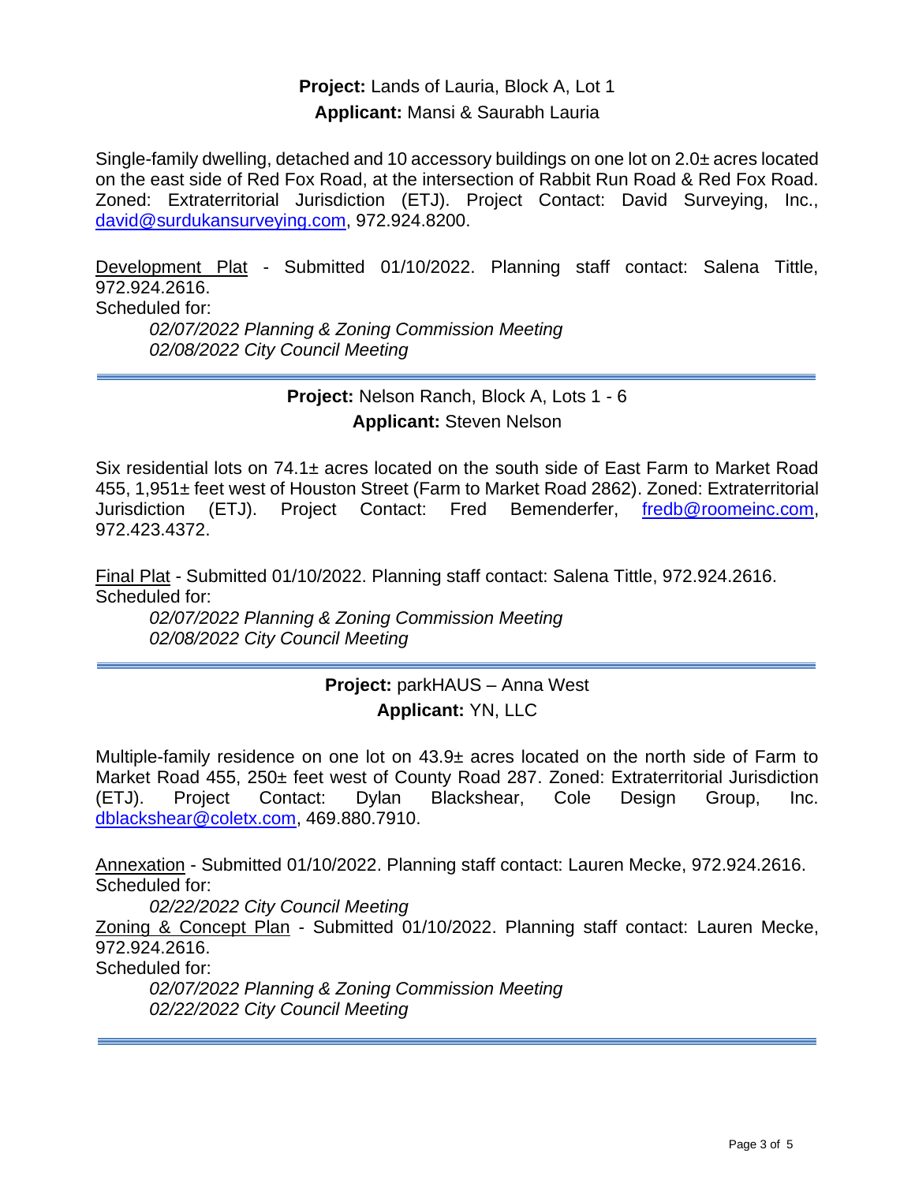**Project:** Lands of Lauria, Block A, Lot 1

**Applicant:** Mansi & Saurabh Lauria

Single-family dwelling, detached and 10 accessory buildings on one lot on 2.0± acres located on the east side of Red Fox Road, at the intersection of Rabbit Run Road & Red Fox Road. Zoned: Extraterritorial Jurisdiction (ETJ). Project Contact: David Surveying, Inc., david@surdukansurveying.com, 972.924.8200.

Development Plat - Submitted 01/10/2022. Planning staff contact: Salena Tittle, 972.924.2616.
Scheduled for:

*02/07/2022 Planning & Zoning Commission Meeting*
*02/08/2022 City Council Meeting*

---

**Project:** Nelson Ranch, Block A, Lots 1 - 6

**Applicant:** Steven Nelson

Six residential lots on 74.1± acres located on the south side of East Farm to Market Road 455, 1,951± feet west of Houston Street (Farm to Market Road 2862). Zoned: Extraterritorial Jurisdiction (ETJ). Project Contact: Fred Bemenderfer, fredb@roomeinc.com, 972.423.4372.

Final Plat - Submitted 01/10/2022. Planning staff contact: Salena Tittle, 972.924.2616.
Scheduled for:

*02/07/2022 Planning & Zoning Commission Meeting*
*02/08/2022 City Council Meeting*

---

**Project:** parkHAUS – Anna West

**Applicant:** YN, LLC

Multiple-family residence on one lot on 43.9± acres located on the north side of Farm to Market Road 455, 250± feet west of County Road 287. Zoned: Extraterritorial Jurisdiction (ETJ). Project Contact: Dylan Blackshear, Cole Design Group, Inc. dblackshear@coletx.com, 469.880.7910.

Annexation - Submitted 01/10/2022. Planning staff contact: Lauren Mecke, 972.924.2616.
Scheduled for:

*02/22/2022 City Council Meeting*

Zoning & Concept Plan - Submitted 01/10/2022. Planning staff contact: Lauren Mecke, 972.924.2616.
Scheduled for:

*02/07/2022 Planning & Zoning Commission Meeting*
*02/22/2022 City Council Meeting*

---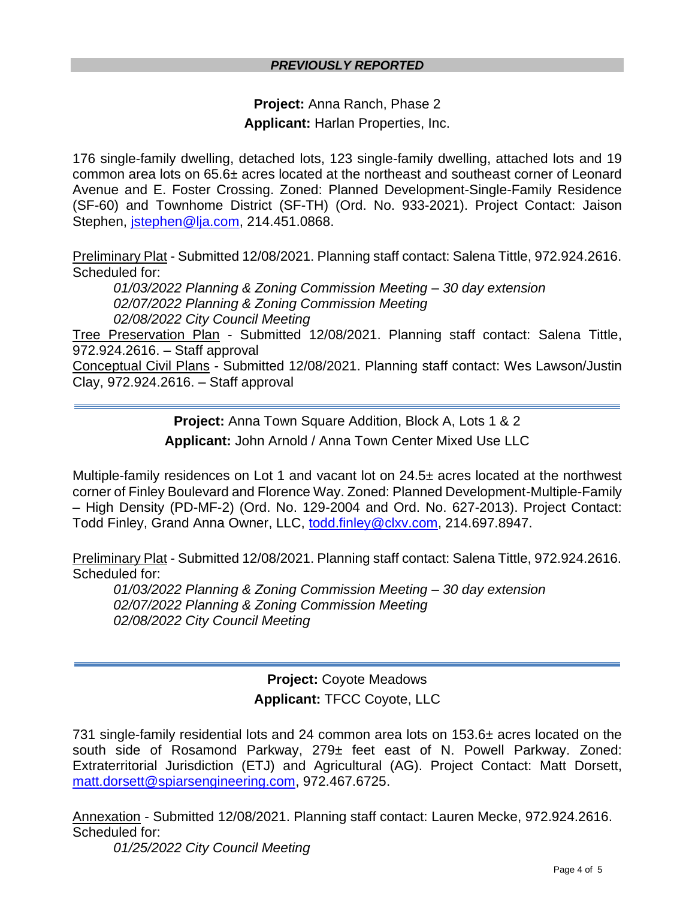***PREVIOUSLY REPORTED***

**Project:** Anna Ranch, Phase 2
**Applicant:** Harlan Properties, Inc.

176 single-family dwelling, detached lots, 123 single-family dwelling, attached lots and 19 common area lots on 65.6± acres located at the northeast and southeast corner of Leonard Avenue and E. Foster Crossing. Zoned: Planned Development-Single-Family Residence (SF-60) and Townhome District (SF-TH) (Ord. No. 933-2021). Project Contact: Jaison Stephen, jstephen@lja.com, 214.451.0868.

Preliminary Plat - Submitted 12/08/2021. Planning staff contact: Salena Tittle, 972.924.2616. Scheduled for:

*01/03/2022 Planning & Zoning Commission Meeting – 30 day extension*
*02/07/2022 Planning & Zoning Commission Meeting*
*02/08/2022 City Council Meeting*

Tree Preservation Plan - Submitted 12/08/2021. Planning staff contact: Salena Tittle, 972.924.2616. – Staff approval

Conceptual Civil Plans - Submitted 12/08/2021. Planning staff contact: Wes Lawson/Justin Clay, 972.924.2616. – Staff approval

---

**Project:** Anna Town Square Addition, Block A, Lots 1 & 2
**Applicant:** John Arnold / Anna Town Center Mixed Use LLC

Multiple-family residences on Lot 1 and vacant lot on 24.5± acres located at the northwest corner of Finley Boulevard and Florence Way. Zoned: Planned Development-Multiple-Family – High Density (PD-MF-2) (Ord. No. 129-2004 and Ord. No. 627-2013). Project Contact: Todd Finley, Grand Anna Owner, LLC, todd.finley@clxv.com, 214.697.8947.

Preliminary Plat - Submitted 12/08/2021. Planning staff contact: Salena Tittle, 972.924.2616. Scheduled for:

*01/03/2022 Planning & Zoning Commission Meeting – 30 day extension*
*02/07/2022 Planning & Zoning Commission Meeting*
*02/08/2022 City Council Meeting*

---

**Project:** Coyote Meadows
**Applicant:** TFCC Coyote, LLC

731 single-family residential lots and 24 common area lots on 153.6± acres located on the south side of Rosamond Parkway, 279± feet east of N. Powell Parkway. Zoned: Extraterritorial Jurisdiction (ETJ) and Agricultural (AG). Project Contact: Matt Dorsett, matt.dorsett@spiarsengineering.com, 972.467.6725.

Annexation - Submitted 12/08/2021. Planning staff contact: Lauren Mecke, 972.924.2616. Scheduled for:

*01/25/2022 City Council Meeting*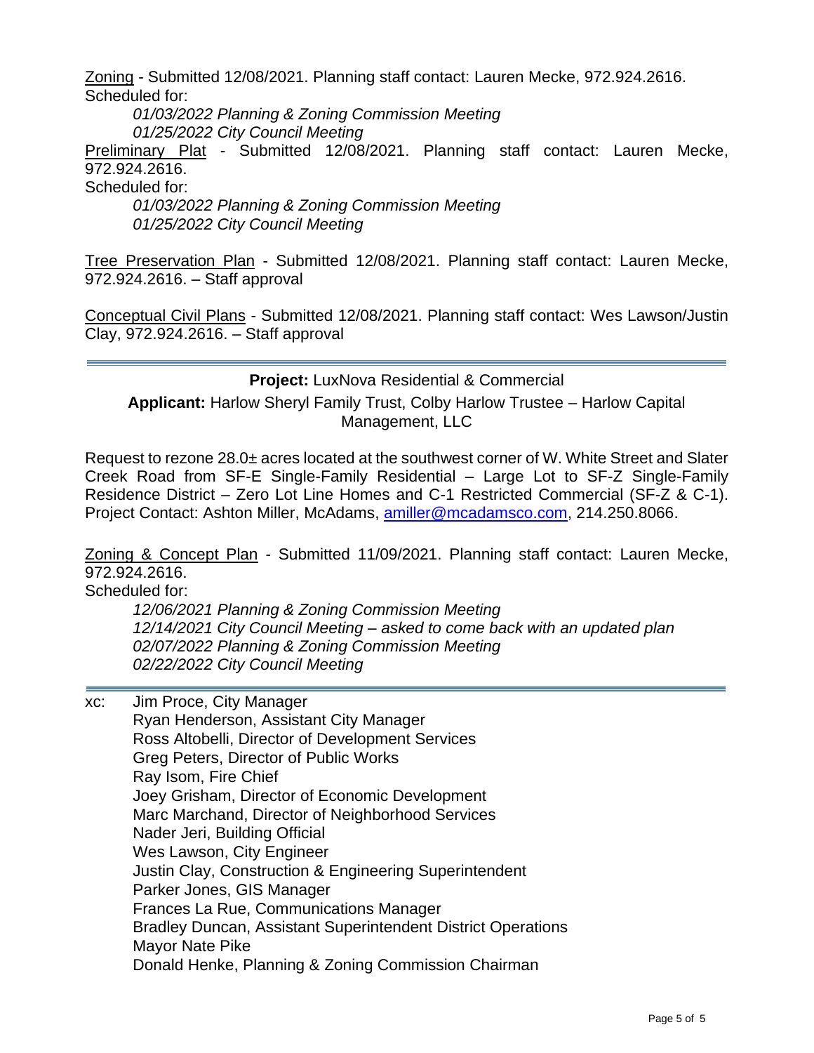Zoning - Submitted 12/08/2021. Planning staff contact: Lauren Mecke, 972.924.2616.
Scheduled for:

*01/03/2022 Planning & Zoning Commission Meeting*
*01/25/2022 City Council Meeting*

Preliminary Plat - Submitted 12/08/2021. Planning staff contact: Lauren Mecke, 972.924.2616.
Scheduled for:

*01/03/2022 Planning & Zoning Commission Meeting*
*01/25/2022 City Council Meeting*

Tree Preservation Plan - Submitted 12/08/2021. Planning staff contact: Lauren Mecke, 972.924.2616. – Staff approval

Conceptual Civil Plans - Submitted 12/08/2021. Planning staff contact: Wes Lawson/Justin Clay, 972.924.2616. – Staff approval

---

**Project:** LuxNova Residential & Commercial

**Applicant:** Harlow Sheryl Family Trust, Colby Harlow Trustee – Harlow Capital Management, LLC

Request to rezone 28.0± acres located at the southwest corner of W. White Street and Slater Creek Road from SF-E Single-Family Residential – Large Lot to SF-Z Single-Family Residence District – Zero Lot Line Homes and C-1 Restricted Commercial (SF-Z & C-1). Project Contact: Ashton Miller, McAdams, amiller@mcadamsco.com, 214.250.8066.

Zoning & Concept Plan - Submitted 11/09/2021. Planning staff contact: Lauren Mecke, 972.924.2616.
Scheduled for:

*12/06/2021 Planning & Zoning Commission Meeting*
*12/14/2021 City Council Meeting – asked to come back with an updated plan*
*02/07/2022 Planning & Zoning Commission Meeting*
*02/22/2022 City Council Meeting*

---

xc: Jim Proce, City Manager
Ryan Henderson, Assistant City Manager
Ross Altobelli, Director of Development Services
Greg Peters, Director of Public Works
Ray Isom, Fire Chief
Joey Grisham, Director of Economic Development
Marc Marchand, Director of Neighborhood Services
Nader Jeri, Building Official
Wes Lawson, City Engineer
Justin Clay, Construction & Engineering Superintendent
Parker Jones, GIS Manager
Frances La Rue, Communications Manager
Bradley Duncan, Assistant Superintendent District Operations
Mayor Nate Pike
Donald Henke, Planning & Zoning Commission Chairman